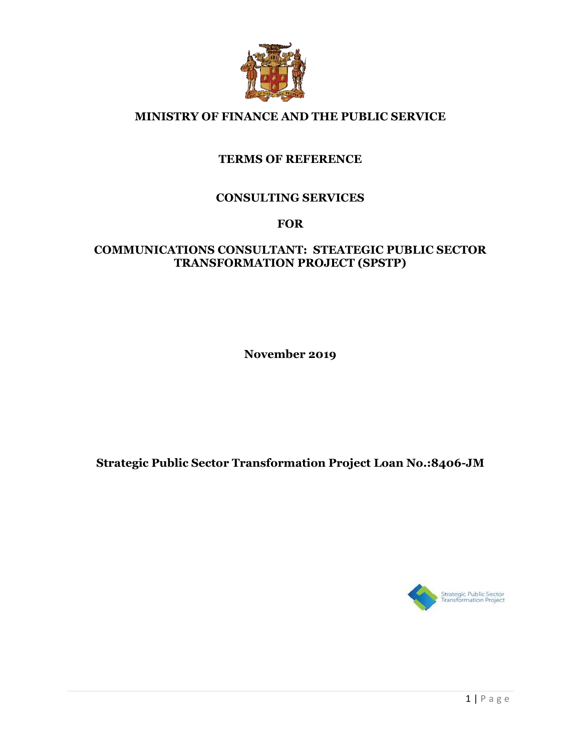# MINISTRY OF FINANCE AND THE PUBLIC SERVICE

## TERMS OF REFERENCE

## CONSULTING SERVICES

## FOR

## COMMUNICATIONS CONSULTANT: STEATEGIC PUBLIC SECTOR TRANSFORMATION PROJECT (SPSTP)

**November 2019**

**Strategic Public Sector Transformation Project Loan No.:8406-JM**

Strategic Public Sector Transformation Project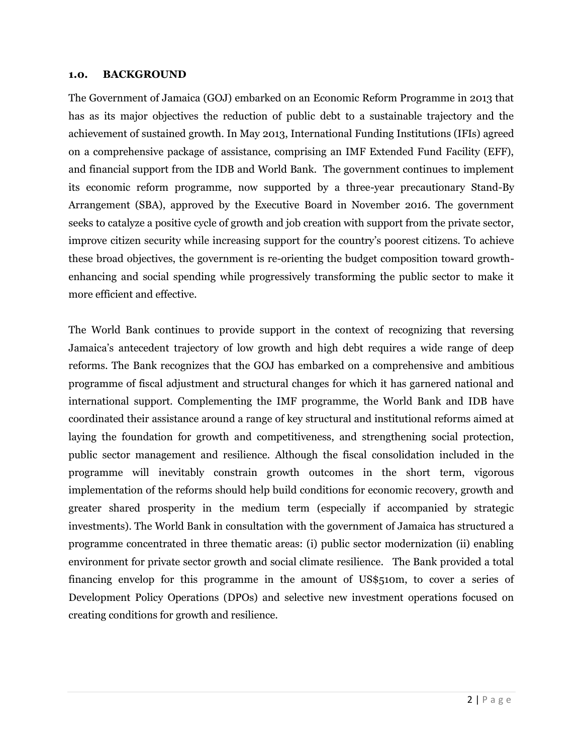## 1.0. BACKGROUND

The Government of Jamaica (GOJ) embarked on an Economic Reform Programme in 2013 that has as its major objectives the reduction of public debt to a sustainable trajectory and the achievement of sustained growth. In May 2013, International Funding Institutions (IFIs) agreed on a comprehensive package of assistance, comprising an IMF Extended Fund Facility (EFF), and financial support from the IDB and World Bank. The government continues to implement its economic reform programme, now supported by a three-year precautionary Stand-By Arrangement (SBA), approved by the Executive Board in November 2016. The government seeks to catalyze a positive cycle of growth and job creation with support from the private sector, improve citizen security while increasing support for the country's poorest citizens. To achieve these broad objectives, the government is re-orienting the budget composition toward growth-enhancing and social spending while progressively transforming the public sector to make it more efficient and effective.

The World Bank continues to provide support in the context of recognizing that reversing Jamaica's antecedent trajectory of low growth and high debt requires a wide range of deep reforms. The Bank recognizes that the GOJ has embarked on a comprehensive and ambitious programme of fiscal adjustment and structural changes for which it has garnered national and international support. Complementing the IMF programme, the World Bank and IDB have coordinated their assistance around a range of key structural and institutional reforms aimed at laying the foundation for growth and competitiveness, and strengthening social protection, public sector management and resilience. Although the fiscal consolidation included in the programme will inevitably constrain growth outcomes in the short term, vigorous implementation of the reforms should help build conditions for economic recovery, growth and greater shared prosperity in the medium term (especially if accompanied by strategic investments). The World Bank in consultation with the government of Jamaica has structured a programme concentrated in three thematic areas: (i) public sector modernization (ii) enabling environment for private sector growth and social climate resilience. The Bank provided a total financing envelop for this programme in the amount of US$510m, to cover a series of Development Policy Operations (DPOs) and selective new investment operations focused on creating conditions for growth and resilience.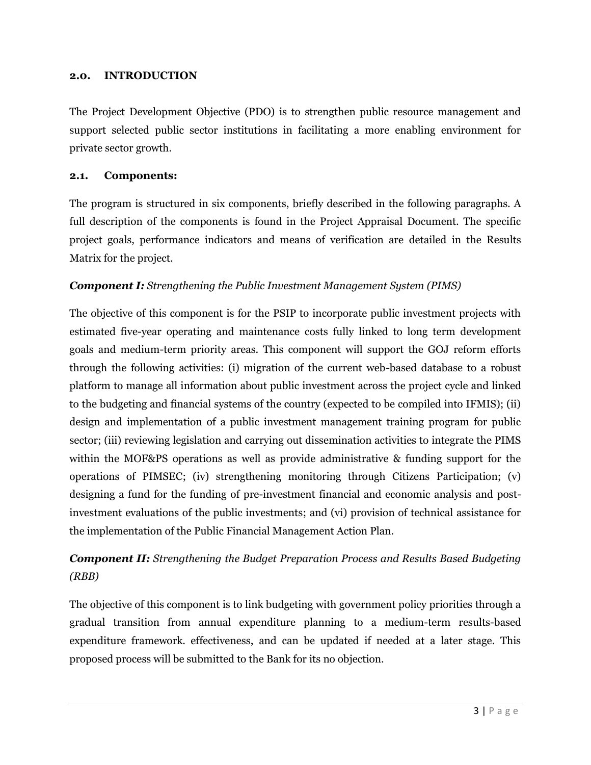## 2.0. INTRODUCTION

The Project Development Objective (PDO) is to strengthen public resource management and support selected public sector institutions in facilitating a more enabling environment for private sector growth.

### 2.1. Components:

The program is structured in six components, briefly described in the following paragraphs. A full description of the components is found in the Project Appraisal Document. The specific project goals, performance indicators and means of verification are detailed in the Results Matrix for the project.

***Component I:*** *Strengthening the Public Investment Management System (PIMS)*

The objective of this component is for the PSIP to incorporate public investment projects with estimated five-year operating and maintenance costs fully linked to long term development goals and medium-term priority areas. This component will support the GOJ reform efforts through the following activities: (i) migration of the current web-based database to a robust platform to manage all information about public investment across the project cycle and linked to the budgeting and financial systems of the country (expected to be compiled into IFMIS); (ii) design and implementation of a public investment management training program for public sector; (iii) reviewing legislation and carrying out dissemination activities to integrate the PIMS within the MOF&PS operations as well as provide administrative & funding support for the operations of PIMSEC; (iv) strengthening monitoring through Citizens Participation; (v) designing a fund for the funding of pre-investment financial and economic analysis and post-investment evaluations of the public investments; and (vi) provision of technical assistance for the implementation of the Public Financial Management Action Plan.

***Component II:*** *Strengthening the Budget Preparation Process and Results Based Budgeting (RBB)*

The objective of this component is to link budgeting with government policy priorities through a gradual transition from annual expenditure planning to a medium-term results-based expenditure framework. effectiveness, and can be updated if needed at a later stage. This proposed process will be submitted to the Bank for its no objection.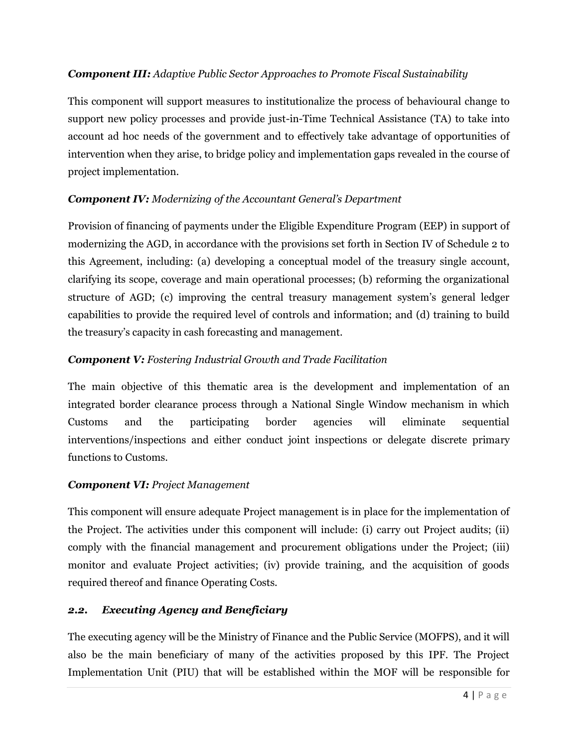***Component III:*** *Adaptive Public Sector Approaches to Promote Fiscal Sustainability*

This component will support measures to institutionalize the process of behavioural change to support new policy processes and provide just-in-Time Technical Assistance (TA) to take into account ad hoc needs of the government and to effectively take advantage of opportunities of intervention when they arise, to bridge policy and implementation gaps revealed in the course of project implementation.

***Component IV:*** *Modernizing of the Accountant General's Department*

Provision of financing of payments under the Eligible Expenditure Program (EEP) in support of modernizing the AGD, in accordance with the provisions set forth in Section IV of Schedule 2 to this Agreement, including: (a) developing a conceptual model of the treasury single account, clarifying its scope, coverage and main operational processes; (b) reforming the organizational structure of AGD; (c) improving the central treasury management system's general ledger capabilities to provide the required level of controls and information; and (d) training to build the treasury's capacity in cash forecasting and management.

***Component V:*** *Fostering Industrial Growth and Trade Facilitation*

The main objective of this thematic area is the development and implementation of an integrated border clearance process through a National Single Window mechanism in which Customs and the participating border agencies will eliminate sequential interventions/inspections and either conduct joint inspections or delegate discrete primary functions to Customs.

***Component VI:*** *Project Management*

This component will ensure adequate Project management is in place for the implementation of the Project. The activities under this component will include: (i) carry out Project audits; (ii) comply with the financial management and procurement obligations under the Project; (iii) monitor and evaluate Project activities; (iv) provide training, and the acquisition of goods required thereof and finance Operating Costs.

### *2.2. Executing Agency and Beneficiary*

The executing agency will be the Ministry of Finance and the Public Service (MOFPS), and it will also be the main beneficiary of many of the activities proposed by this IPF. The Project Implementation Unit (PIU) that will be established within the MOF will be responsible for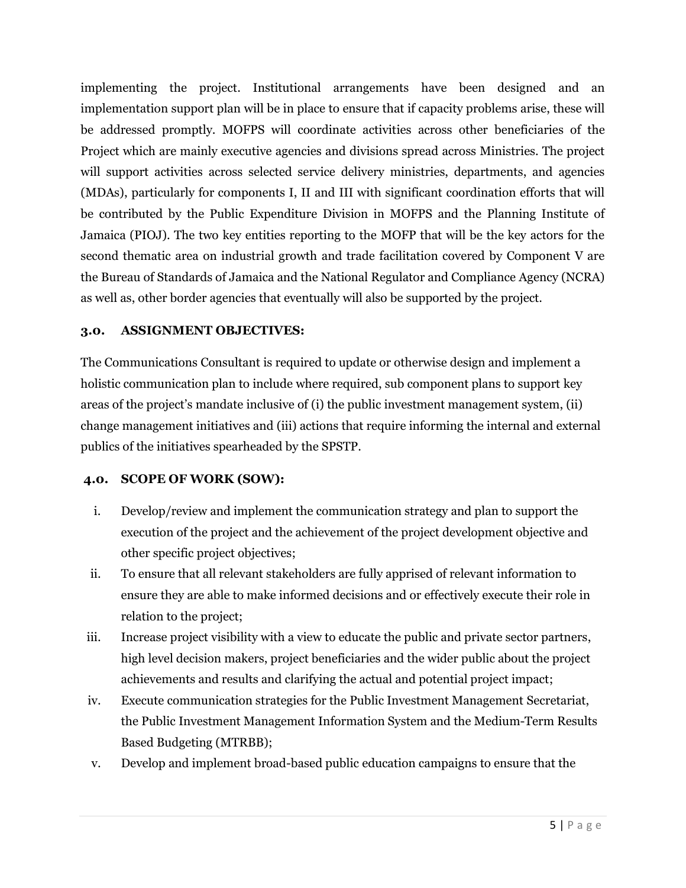implementing the project. Institutional arrangements have been designed and an implementation support plan will be in place to ensure that if capacity problems arise, these will be addressed promptly. MOFPS will coordinate activities across other beneficiaries of the Project which are mainly executive agencies and divisions spread across Ministries. The project will support activities across selected service delivery ministries, departments, and agencies (MDAs), particularly for components I, II and III with significant coordination efforts that will be contributed by the Public Expenditure Division in MOFPS and the Planning Institute of Jamaica (PIOJ). The two key entities reporting to the MOFP that will be the key actors for the second thematic area on industrial growth and trade facilitation covered by Component V are the Bureau of Standards of Jamaica and the National Regulator and Compliance Agency (NCRA) as well as, other border agencies that eventually will also be supported by the project.

## 3.0. ASSIGNMENT OBJECTIVES:

The Communications Consultant is required to update or otherwise design and implement a holistic communication plan to include where required, sub component plans to support key areas of the project's mandate inclusive of (i) the public investment management system, (ii) change management initiatives and (iii) actions that require informing the internal and external publics of the initiatives spearheaded by the SPSTP.

## 4.0. SCOPE OF WORK (SOW):

i. Develop/review and implement the communication strategy and plan to support the execution of the project and the achievement of the project development objective and other specific project objectives;

ii. To ensure that all relevant stakeholders are fully apprised of relevant information to ensure they are able to make informed decisions and or effectively execute their role in relation to the project;

iii. Increase project visibility with a view to educate the public and private sector partners, high level decision makers, project beneficiaries and the wider public about the project achievements and results and clarifying the actual and potential project impact;

iv. Execute communication strategies for the Public Investment Management Secretariat, the Public Investment Management Information System and the Medium-Term Results Based Budgeting (MTRBB);

v. Develop and implement broad-based public education campaigns to ensure that the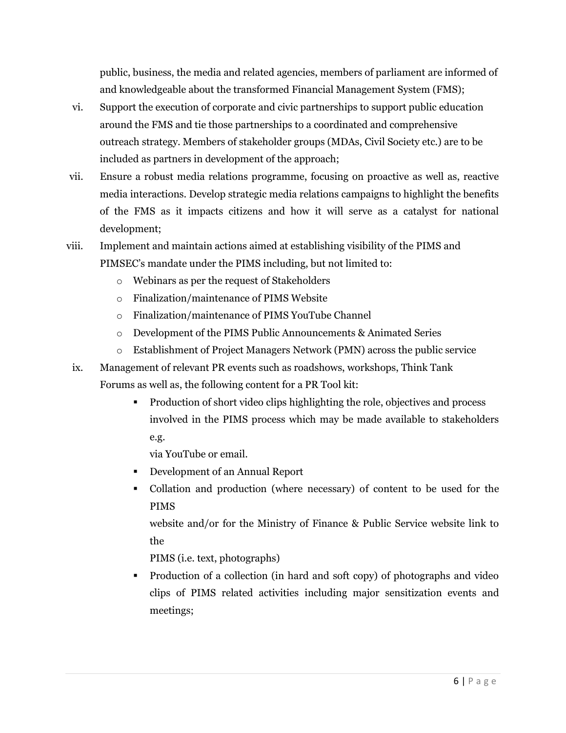public, business, the media and related agencies, members of parliament are informed of and knowledgeable about the transformed Financial Management System (FMS);

vi. Support the execution of corporate and civic partnerships to support public education around the FMS and tie those partnerships to a coordinated and comprehensive outreach strategy. Members of stakeholder groups (MDAs, Civil Society etc.) are to be included as partners in development of the approach;

vii. Ensure a robust media relations programme, focusing on proactive as well as, reactive media interactions. Develop strategic media relations campaigns to highlight the benefits of the FMS as it impacts citizens and how it will serve as a catalyst for national development;

viii. Implement and maintain actions aimed at establishing visibility of the PIMS and PIMSEC's mandate under the PIMS including, but not limited to:
   - Webinars as per the request of Stakeholders
   - Finalization/maintenance of PIMS Website
   - Finalization/maintenance of PIMS YouTube Channel
   - Development of the PIMS Public Announcements & Animated Series
   - Establishment of Project Managers Network (PMN) across the public service

ix. Management of relevant PR events such as roadshows, workshops, Think Tank Forums as well as, the following content for a PR Tool kit:
   - Production of short video clips highlighting the role, objectives and process involved in the PIMS process which may be made available to stakeholders e.g. via YouTube or email.
   - Development of an Annual Report
   - Collation and production (where necessary) of content to be used for the PIMS website and/or for the Ministry of Finance & Public Service website link to the PIMS (i.e. text, photographs)
   - Production of a collection (in hard and soft copy) of photographs and video clips of PIMS related activities including major sensitization events and meetings;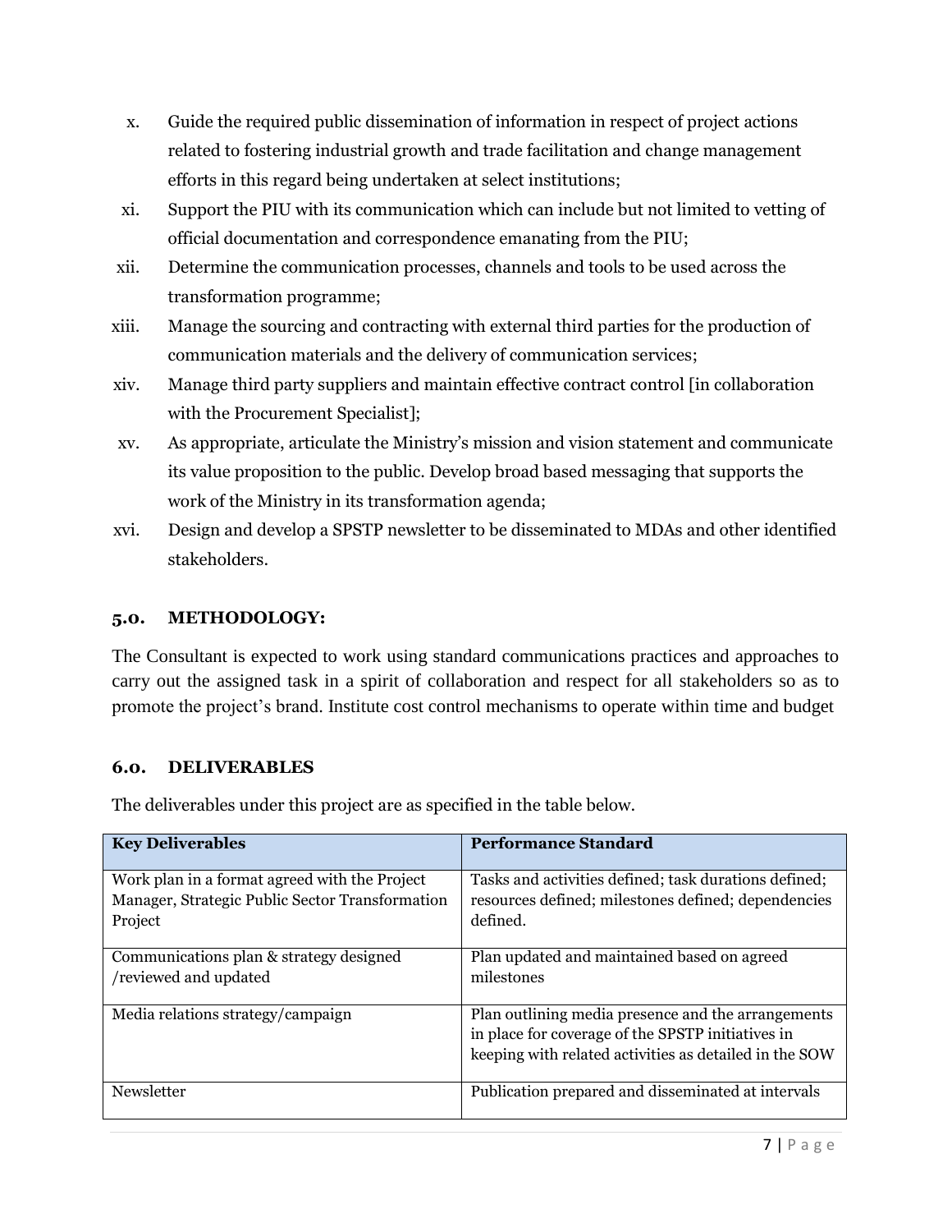x. Guide the required public dissemination of information in respect of project actions related to fostering industrial growth and trade facilitation and change management efforts in this regard being undertaken at select institutions;

xi. Support the PIU with its communication which can include but not limited to vetting of official documentation and correspondence emanating from the PIU;

xii. Determine the communication processes, channels and tools to be used across the transformation programme;

xiii. Manage the sourcing and contracting with external third parties for the production of communication materials and the delivery of communication services;

xiv. Manage third party suppliers and maintain effective contract control [in collaboration with the Procurement Specialist];

xv. As appropriate, articulate the Ministry's mission and vision statement and communicate its value proposition to the public. Develop broad based messaging that supports the work of the Ministry in its transformation agenda;

xvi. Design and develop a SPSTP newsletter to be disseminated to MDAs and other identified stakeholders.

## 5.0. METHODOLOGY:

The Consultant is expected to work using standard communications practices and approaches to carry out the assigned task in a spirit of collaboration and respect for all stakeholders so as to promote the project's brand. Institute cost control mechanisms to operate within time and budget

## 6.0. DELIVERABLES

The deliverables under this project are as specified in the table below.

| Key Deliverables | Performance Standard |
|---|---|
| Work plan in a format agreed with the Project Manager, Strategic Public Sector Transformation Project | Tasks and activities defined; task durations defined; resources defined; milestones defined; dependencies defined. |
| Communications plan & strategy designed /reviewed and updated | Plan updated and maintained based on agreed milestones |
| Media relations strategy/campaign | Plan outlining media presence and the arrangements in place for coverage of the SPSTP initiatives in keeping with related activities as detailed in the SOW |
| Newsletter | Publication prepared and disseminated at intervals |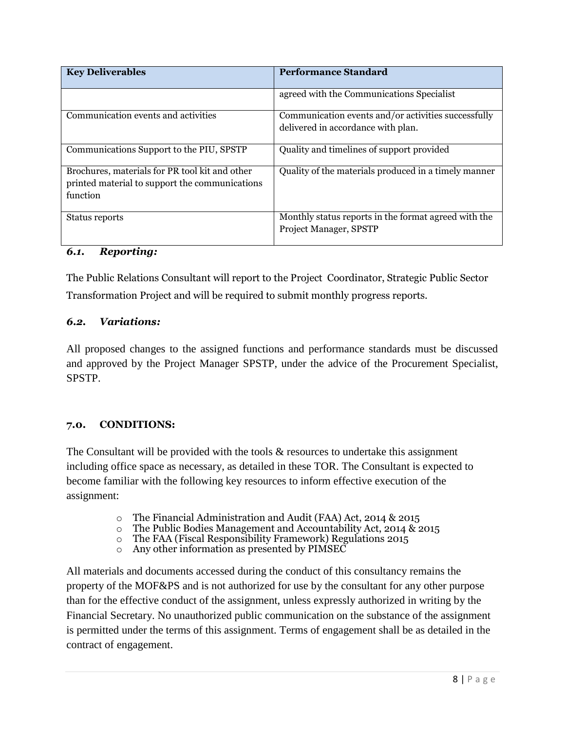| Key Deliverables | Performance Standard |
| --- | --- |
| | agreed with the Communications Specialist |
| Communication events and activities | Communication events and/or activities successfully delivered in accordance with plan. |
| Communications Support to the PIU, SPSTP | Quality and timelines of support provided |
| Brochures, materials for PR tool kit and other printed material to support the communications function | Quality of the materials produced in a timely manner |
| Status reports | Monthly status reports in the format agreed with the Project Manager, SPSTP |

### *6.1. Reporting:*

The Public Relations Consultant will report to the Project Coordinator, Strategic Public Sector Transformation Project and will be required to submit monthly progress reports.

### *6.2. Variations:*

All proposed changes to the assigned functions and performance standards must be discussed and approved by the Project Manager SPSTP, under the advice of the Procurement Specialist, SPSTP.

## 7.0. CONDITIONS:

The Consultant will be provided with the tools & resources to undertake this assignment including office space as necessary, as detailed in these TOR. The Consultant is expected to become familiar with the following key resources to inform effective execution of the assignment:

- The Financial Administration and Audit (FAA) Act, 2014 & 2015
- The Public Bodies Management and Accountability Act, 2014 & 2015
- The FAA (Fiscal Responsibility Framework) Regulations 2015
- Any other information as presented by PIMSEC

All materials and documents accessed during the conduct of this consultancy remains the property of the MOF&PS and is not authorized for use by the consultant for any other purpose than for the effective conduct of the assignment, unless expressly authorized in writing by the Financial Secretary. No unauthorized public communication on the substance of the assignment is permitted under the terms of this assignment. Terms of engagement shall be as detailed in the contract of engagement.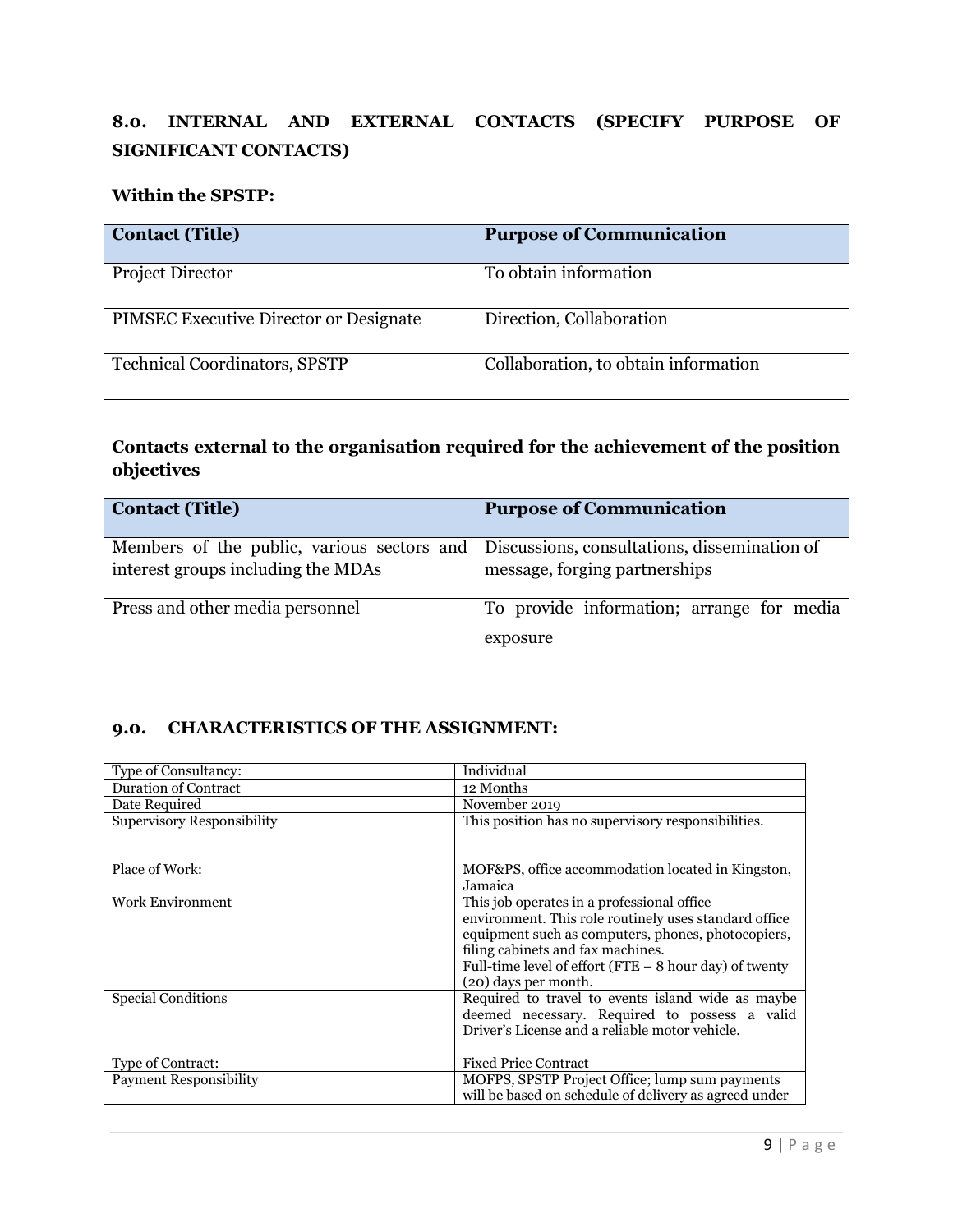## 8.0. INTERNAL AND EXTERNAL CONTACTS (SPECIFY PURPOSE OF SIGNIFICANT CONTACTS)

### Within the SPSTP:

| Contact (Title) | Purpose of Communication |
|---|---|
| Project Director | To obtain information |
| PIMSEC Executive Director or Designate | Direction, Collaboration |
| Technical Coordinators, SPSTP | Collaboration, to obtain information |

### Contacts external to the organisation required for the achievement of the position objectives

| Contact (Title) | Purpose of Communication |
|---|---|
| Members of the public, various sectors and interest groups including the MDAs | Discussions, consultations, dissemination of message, forging partnerships |
| Press and other media personnel | To provide information; arrange for media exposure |

## 9.0. CHARACTERISTICS OF THE ASSIGNMENT:

| | |
|---|---|
| Type of Consultancy: | Individual |
| Duration of Contract | 12 Months |
| Date Required | November 2019 |
| Supervisory Responsibility | This position has no supervisory responsibilities. |
| Place of Work: | MOF&PS, office accommodation located in Kingston, Jamaica |
| Work Environment | This job operates in a professional office environment. This role routinely uses standard office equipment such as computers, phones, photocopiers, filing cabinets and fax machines. Full-time level of effort (FTE – 8 hour day) of twenty (20) days per month. |
| Special Conditions | Required to travel to events island wide as maybe deemed necessary. Required to possess a valid Driver's License and a reliable motor vehicle. |
| Type of Contract: | Fixed Price Contract |
| Payment Responsibility | MOFPS, SPSTP Project Office; lump sum payments will be based on schedule of delivery as agreed under |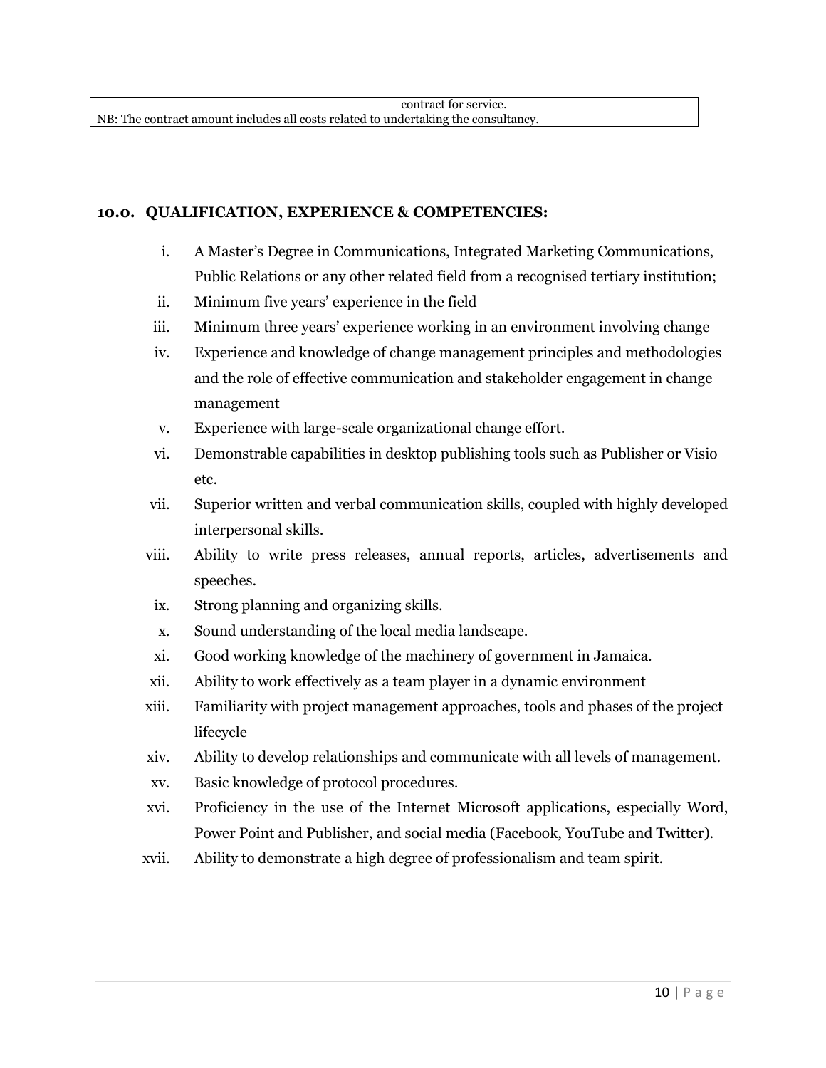| | contract for service. |
|---|---|
| NB: The contract amount includes all costs related to undertaking the consultancy. | |

## 10.0. QUALIFICATION, EXPERIENCE & COMPETENCIES:

i. A Master's Degree in Communications, Integrated Marketing Communications, Public Relations or any other related field from a recognised tertiary institution;
ii. Minimum five years' experience in the field
iii. Minimum three years' experience working in an environment involving change
iv. Experience and knowledge of change management principles and methodologies and the role of effective communication and stakeholder engagement in change management
v. Experience with large-scale organizational change effort.
vi. Demonstrable capabilities in desktop publishing tools such as Publisher or Visio etc.
vii. Superior written and verbal communication skills, coupled with highly developed interpersonal skills.
viii. Ability to write press releases, annual reports, articles, advertisements and speeches.
ix. Strong planning and organizing skills.
x. Sound understanding of the local media landscape.
xi. Good working knowledge of the machinery of government in Jamaica.
xii. Ability to work effectively as a team player in a dynamic environment
xiii. Familiarity with project management approaches, tools and phases of the project lifecycle
xiv. Ability to develop relationships and communicate with all levels of management.
xv. Basic knowledge of protocol procedures.
xvi. Proficiency in the use of the Internet Microsoft applications, especially Word, Power Point and Publisher, and social media (Facebook, YouTube and Twitter).
xvii. Ability to demonstrate a high degree of professionalism and team spirit.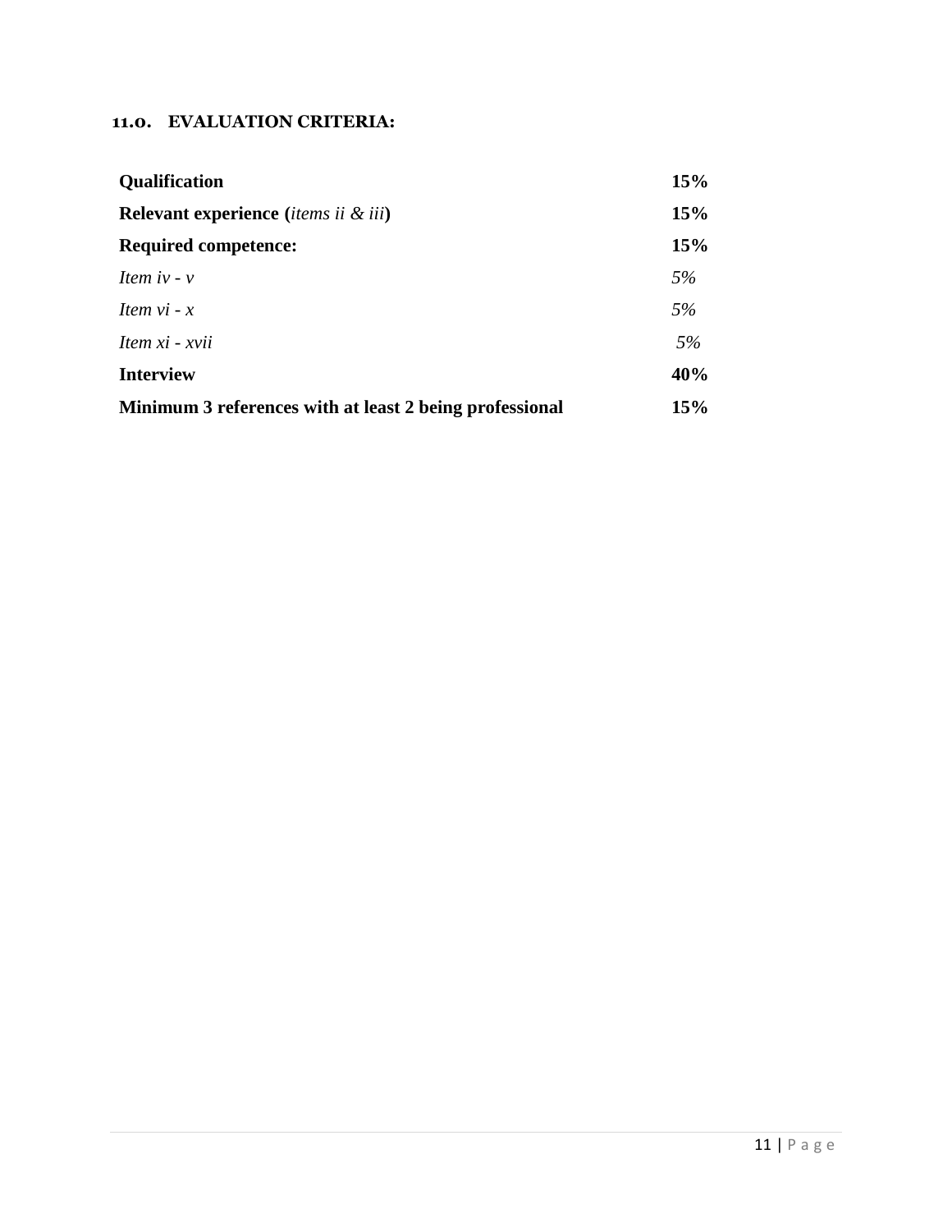## 11.0. EVALUATION CRITERIA:

| | |
|---|---|
| **Qualification** | **15%** |
| **Relevant experience (*items ii & iii*)** | **15%** |
| **Required competence:** | **15%** |
| *Item iv - v* | *5%* |
| *Item vi - x* | *5%* |
| *Item xi - xvii* | *5%* |
| **Interview** | **40%** |
| **Minimum 3 references with at least 2 being professional** | **15%** |